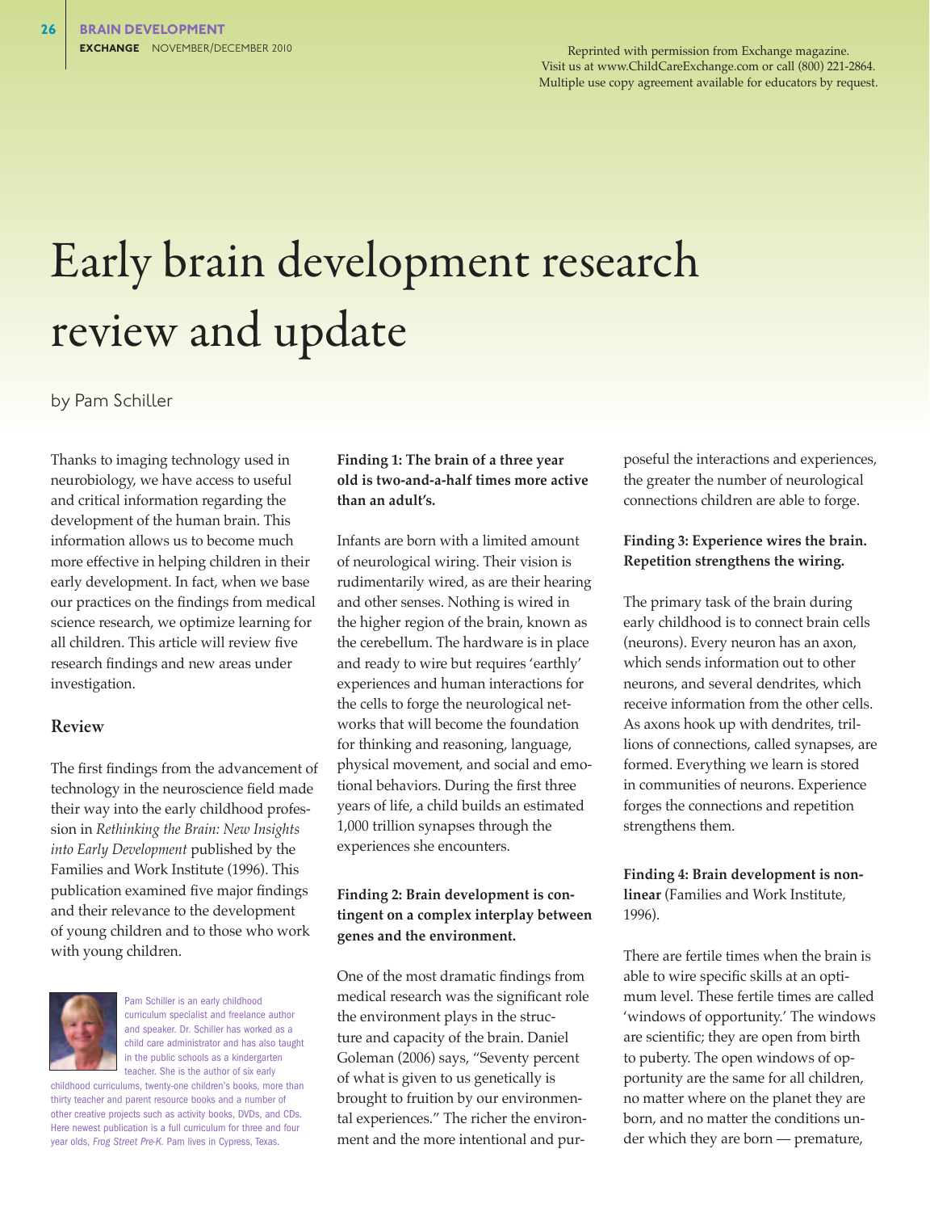Reprinted with permission from Exchange magazine.
Visit us at www.ChildCareExchange.com or call (800) 221-2864.
Multiple use copy agreement available for educators by request.

# Early brain development research review and update

by Pam Schiller

Thanks to imaging technology used in neurobiology, we have access to useful and critical information regarding the development of the human brain. This information allows us to become much more effective in helping children in their early development. In fact, when we base our practices on the findings from medical science research, we optimize learning for all children. This article will review five research findings and new areas under investigation.

## Review

The first findings from the advancement of technology in the neuroscience field made their way into the early childhood profession in *Rethinking the Brain: New Insights into Early Development* published by the Families and Work Institute (1996). This publication examined five major findings and their relevance to the development of young children and to those who work with young children.

Pam Schiller is an early childhood curriculum specialist and freelance author and speaker. Dr. Schiller has worked as a child care administrator and has also taught in the public schools as a kindergarten teacher. She is the author of six early childhood curriculums, twenty-one children's books, more than thirty teacher and parent resource books and a number of other creative projects such as activity books, DVDs, and CDs. Here newest publication is a full curriculum for three and four year olds, *Frog Street Pre-K*. Pam lives in Cypress, Texas.

**Finding 1: The brain of a three year old is two-and-a-half times more active than an adult's.**

Infants are born with a limited amount of neurological wiring. Their vision is rudimentarily wired, as are their hearing and other senses. Nothing is wired in the higher region of the brain, known as the cerebellum. The hardware is in place and ready to wire but requires 'earthly' experiences and human interactions for the cells to forge the neurological networks that will become the foundation for thinking and reasoning, language, physical movement, and social and emotional behaviors. During the first three years of life, a child builds an estimated 1,000 trillion synapses through the experiences she encounters.

**Finding 2: Brain development is contingent on a complex interplay between genes and the environment.**

One of the most dramatic findings from medical research was the significant role the environment plays in the structure and capacity of the brain. Daniel Goleman (2006) says, "Seventy percent of what is given to us genetically is brought to fruition by our environmental experiences." The richer the environment and the more intentional and purposeful the interactions and experiences, the greater the number of neurological connections children are able to forge.

**Finding 3: Experience wires the brain. Repetition strengthens the wiring.**

The primary task of the brain during early childhood is to connect brain cells (neurons). Every neuron has an axon, which sends information out to other neurons, and several dendrites, which receive information from the other cells. As axons hook up with dendrites, trillions of connections, called synapses, are formed. Everything we learn is stored in communities of neurons. Experience forges the connections and repetition strengthens them.

**Finding 4: Brain development is non-linear** (Families and Work Institute, 1996).

There are fertile times when the brain is able to wire specific skills at an optimum level. These fertile times are called 'windows of opportunity.' The windows are scientific; they are open from birth to puberty. The open windows of opportunity are the same for all children, no matter where on the planet they are born, and no matter the conditions under which they are born — premature,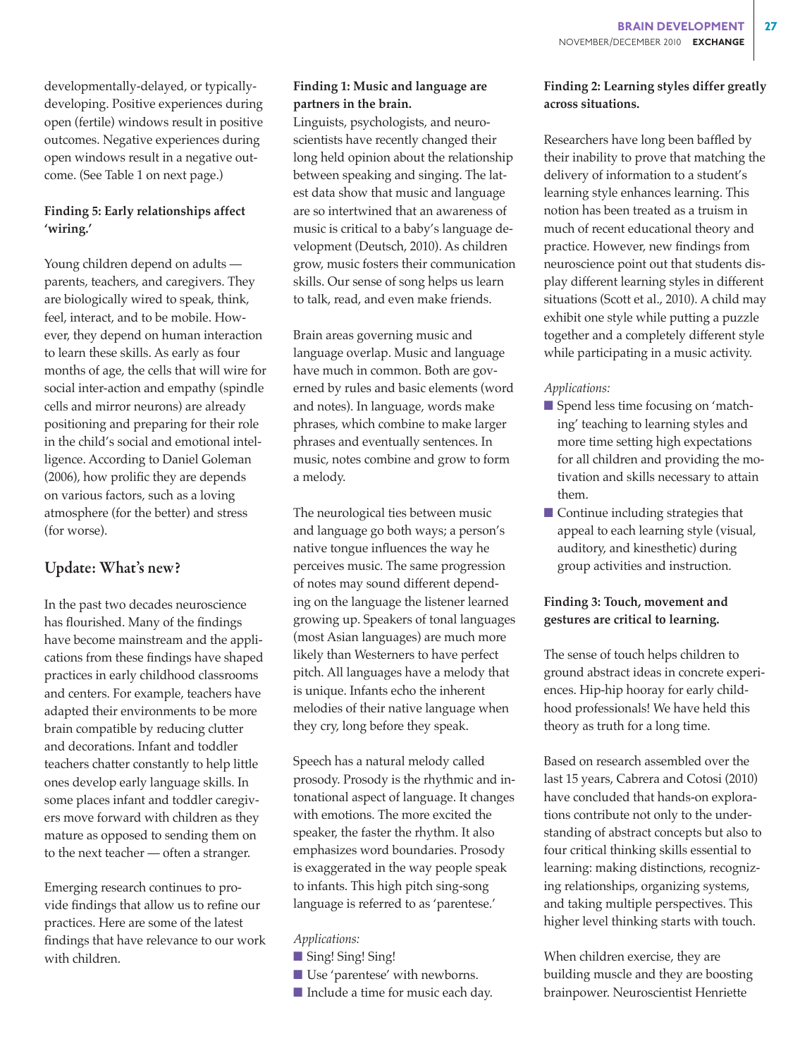developmentally-delayed, or typically-developing. Positive experiences during open (fertile) windows result in positive outcomes. Negative experiences during open windows result in a negative outcome. (See Table 1 on next page.)

**Finding 5: Early relationships affect 'wiring.'**

Young children depend on adults — parents, teachers, and caregivers. They are biologically wired to speak, think, feel, interact, and to be mobile. However, they depend on human interaction to learn these skills. As early as four months of age, the cells that will wire for social inter-action and empathy (spindle cells and mirror neurons) are already positioning and preparing for their role in the child's social and emotional intelligence. According to Daniel Goleman (2006), how prolific they are depends on various factors, such as a loving atmosphere (for the better) and stress (for worse).

## Update: What's new?

In the past two decades neuroscience has flourished. Many of the findings have become mainstream and the applications from these findings have shaped practices in early childhood classrooms and centers. For example, teachers have adapted their environments to be more brain compatible by reducing clutter and decorations. Infant and toddler teachers chatter constantly to help little ones develop early language skills. In some places infant and toddler caregivers move forward with children as they mature as opposed to sending them on to the next teacher — often a stranger.

Emerging research continues to provide findings that allow us to refine our practices. Here are some of the latest findings that have relevance to our work with children.

**Finding 1: Music and language are partners in the brain.**

Linguists, psychologists, and neuroscientists have recently changed their long held opinion about the relationship between speaking and singing. The latest data show that music and language are so intertwined that an awareness of music is critical to a baby's language development (Deutsch, 2010). As children grow, music fosters their communication skills. Our sense of song helps us learn to talk, read, and even make friends.

Brain areas governing music and language overlap. Music and language have much in common. Both are governed by rules and basic elements (word and notes). In language, words make phrases, which combine to make larger phrases and eventually sentences. In music, notes combine and grow to form a melody.

The neurological ties between music and language go both ways; a person's native tongue influences the way he perceives music. The same progression of notes may sound different depending on the language the listener learned growing up. Speakers of tonal languages (most Asian languages) are much more likely than Westerners to have perfect pitch. All languages have a melody that is unique. Infants echo the inherent melodies of their native language when they cry, long before they speak.

Speech has a natural melody called prosody. Prosody is the rhythmic and intonational aspect of language. It changes with emotions. The more excited the speaker, the faster the rhythm. It also emphasizes word boundaries. Prosody is exaggerated in the way people speak to infants. This high pitch sing-song language is referred to as 'parentese.'

*Applications:*

- Sing! Sing! Sing!
- Use 'parentese' with newborns.
- Include a time for music each day.

**Finding 2: Learning styles differ greatly across situations.**

Researchers have long been baffled by their inability to prove that matching the delivery of information to a student's learning style enhances learning. This notion has been treated as a truism in much of recent educational theory and practice. However, new findings from neuroscience point out that students display different learning styles in different situations (Scott et al., 2010). A child may exhibit one style while putting a puzzle together and a completely different style while participating in a music activity.

*Applications:*

- Spend less time focusing on 'matching' teaching to learning styles and more time setting high expectations for all children and providing the motivation and skills necessary to attain them.
- Continue including strategies that appeal to each learning style (visual, auditory, and kinesthetic) during group activities and instruction.

**Finding 3: Touch, movement and gestures are critical to learning.**

The sense of touch helps children to ground abstract ideas in concrete experiences. Hip-hip hooray for early childhood professionals! We have held this theory as truth for a long time.

Based on research assembled over the last 15 years, Cabrera and Cotosi (2010) have concluded that hands-on explorations contribute not only to the understanding of abstract concepts but also to four critical thinking skills essential to learning: making distinctions, recognizing relationships, organizing systems, and taking multiple perspectives. This higher level thinking starts with touch.

When children exercise, they are building muscle and they are boosting brainpower. Neuroscientist Henriette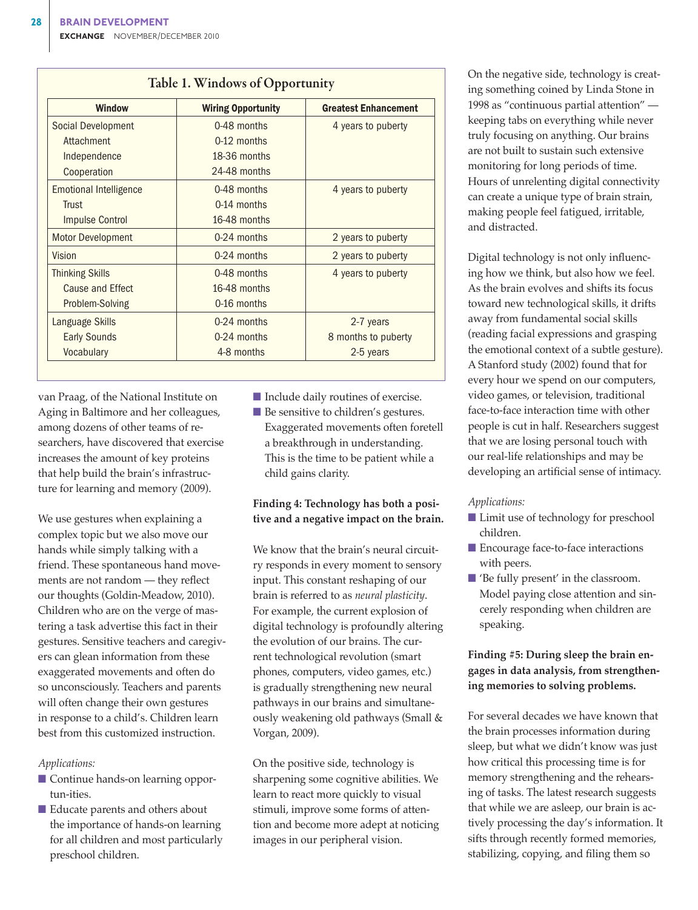**Table 1. Windows of Opportunity**

| Window | Wiring Opportunity | Greatest Enhancement |
|---|---|---|
| Social Development | 0-48 months | 4 years to puberty |
| Attachment | 0-12 months | |
| Independence | 18-36 months | |
| Cooperation | 24-48 months | |
| Emotional Intelligence | 0-48 months | 4 years to puberty |
| Trust | 0-14 months | |
| Impulse Control | 16-48 months | |
| Motor Development | 0-24 months | 2 years to puberty |
| Vision | 0-24 months | 2 years to puberty |
| Thinking Skills | 0-48 months | 4 years to puberty |
| Cause and Effect | 16-48 months | |
| Problem-Solving | 0-16 months | |
| Language Skills | 0-24 months | 2-7 years |
| Early Sounds | 0-24 months | 8 months to puberty |
| Vocabulary | 4-8 months | 2-5 years |

van Praag, of the National Institute on Aging in Baltimore and her colleagues, among dozens of other teams of researchers, have discovered that exercise increases the amount of key proteins that help build the brain's infrastructure for learning and memory (2009).

We use gestures when explaining a complex topic but we also move our hands while simply talking with a friend. These spontaneous hand movements are not random — they reflect our thoughts (Goldin-Meadow, 2010). Children who are on the verge of mastering a task advertise this fact in their gestures. Sensitive teachers and caregivers can glean information from these exaggerated movements and often do so unconsciously. Teachers and parents will often change their own gestures in response to a child's. Children learn best from this customized instruction.

*Applications:*

- Continue hands-on learning oppor-tun-ities.
- Educate parents and others about the importance of hands-on learning for all children and most particularly preschool children.
- Include daily routines of exercise.
- Be sensitive to children's gestures. Exaggerated movements often foretell a breakthrough in understanding. This is the time to be patient while a child gains clarity.

**Finding 4: Technology has both a positive and a negative impact on the brain.**

We know that the brain's neural circuitry responds in every moment to sensory input. This constant reshaping of our brain is referred to as *neural plasticity*. For example, the current explosion of digital technology is profoundly altering the evolution of our brains. The current technological revolution (smart phones, computers, video games, etc.) is gradually strengthening new neural pathways in our brains and simultaneously weakening old pathways (Small & Vorgan, 2009).

On the positive side, technology is sharpening some cognitive abilities. We learn to react more quickly to visual stimuli, improve some forms of attention and become more adept at noticing images in our peripheral vision.

On the negative side, technology is creating something coined by Linda Stone in 1998 as "continuous partial attention" — keeping tabs on everything while never truly focusing on anything. Our brains are not built to sustain such extensive monitoring for long periods of time. Hours of unrelenting digital connectivity can create a unique type of brain strain, making people feel fatigued, irritable, and distracted.

Digital technology is not only influencing how we think, but also how we feel. As the brain evolves and shifts its focus toward new technological skills, it drifts away from fundamental social skills (reading facial expressions and grasping the emotional context of a subtle gesture). A Stanford study (2002) found that for every hour we spend on our computers, video games, or television, traditional face-to-face interaction time with other people is cut in half. Researchers suggest that we are losing personal touch with our real-life relationships and may be developing an artificial sense of intimacy.

*Applications:*

- Limit use of technology for preschool children.
- Encourage face-to-face interactions with peers.
- 'Be fully present' in the classroom. Model paying close attention and sincerely responding when children are speaking.

**Finding #5: During sleep the brain engages in data analysis, from strengthening memories to solving problems.**

For several decades we have known that the brain processes information during sleep, but what we didn't know was just how critical this processing time is for memory strengthening and the rehearsing of tasks. The latest research suggests that while we are asleep, our brain is actively processing the day's information. It sifts through recently formed memories, stabilizing, copying, and filing them so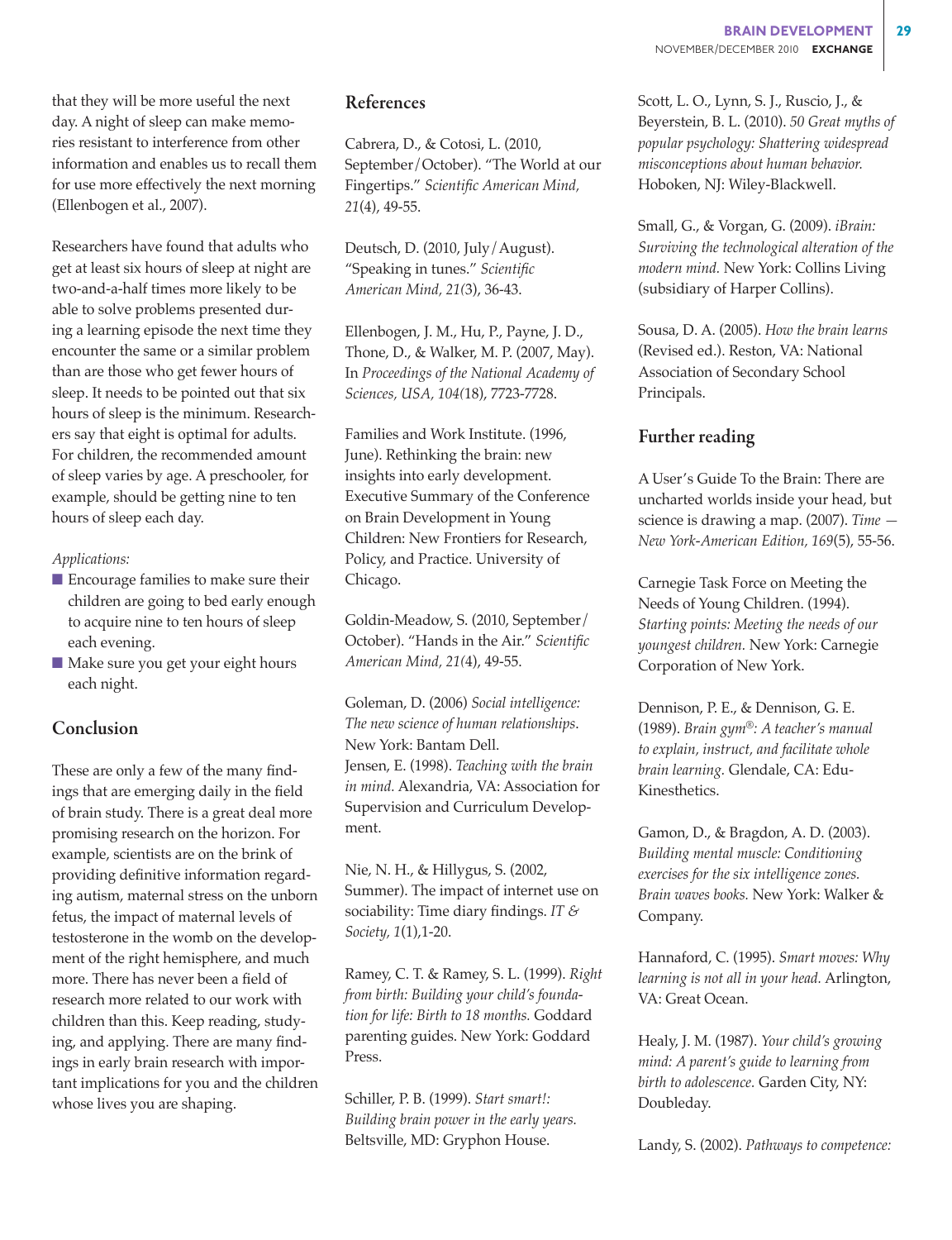that they will be more useful the next day. A night of sleep can make memories resistant to interference from other information and enables us to recall them for use more effectively the next morning (Ellenbogen et al., 2007).

Researchers have found that adults who get at least six hours of sleep at night are two-and-a-half times more likely to be able to solve problems presented during a learning episode the next time they encounter the same or a similar problem than are those who get fewer hours of sleep. It needs to be pointed out that six hours of sleep is the minimum. Researchers say that eight is optimal for adults. For children, the recommended amount of sleep varies by age. A preschooler, for example, should be getting nine to ten hours of sleep each day.

*Applications:*

- Encourage families to make sure their children are going to bed early enough to acquire nine to ten hours of sleep each evening.
- Make sure you get your eight hours each night.

## Conclusion

These are only a few of the many findings that are emerging daily in the field of brain study. There is a great deal more promising research on the horizon. For example, scientists are on the brink of providing definitive information regarding autism, maternal stress on the unborn fetus, the impact of maternal levels of testosterone in the womb on the development of the right hemisphere, and much more. There has never been a field of research more related to our work with children than this. Keep reading, studying, and applying. There are many findings in early brain research with important implications for you and the children whose lives you are shaping.

## References

Cabrera, D., & Cotosi, L. (2010, September/October). "The World at our Fingertips." *Scientific American Mind, 21*(4), 49-55.

Deutsch, D. (2010, July/August). "Speaking in tunes." *Scientific American Mind, 21*(3), 36-43.

Ellenbogen, J. M., Hu, P., Payne, J. D., Thone, D., & Walker, M. P. (2007, May). In *Proceedings of the National Academy of Sciences, USA, 104*(18), 7723-7728.

Families and Work Institute. (1996, June). Rethinking the brain: new insights into early development. Executive Summary of the Conference on Brain Development in Young Children: New Frontiers for Research, Policy, and Practice. University of Chicago.

Goldin-Meadow, S. (2010, September/October). "Hands in the Air." *Scientific American Mind, 21*(4), 49-55.

Goleman, D. (2006) *Social intelligence: The new science of human relationships*. New York: Bantam Dell.

Jensen, E. (1998). *Teaching with the brain in mind.* Alexandria, VA: Association for Supervision and Curriculum Development.

Nie, N. H., & Hillygus, S. (2002, Summer). The impact of internet use on sociability: Time diary findings. *IT & Society, 1*(1),1-20.

Ramey, C. T. & Ramey, S. L. (1999). *Right from birth: Building your child's foundation for life: Birth to 18 months.* Goddard parenting guides. New York: Goddard Press.

Schiller, P. B. (1999). *Start smart!: Building brain power in the early years.* Beltsville, MD: Gryphon House.

Scott, L. O., Lynn, S. J., Ruscio, J., & Beyerstein, B. L. (2010). *50 Great myths of popular psychology: Shattering widespread misconceptions about human behavior.* Hoboken, NJ: Wiley-Blackwell.

Small, G., & Vorgan, G. (2009). *iBrain: Surviving the technological alteration of the modern mind.* New York: Collins Living (subsidiary of Harper Collins).

Sousa, D. A. (2005). *How the brain learns* (Revised ed.). Reston, VA: National Association of Secondary School Principals.

## Further reading

A User's Guide To the Brain: There are uncharted worlds inside your head, but science is drawing a map. (2007). *Time — New York-American Edition, 169*(5), 55-56.

Carnegie Task Force on Meeting the Needs of Young Children. (1994). *Starting points: Meeting the needs of our youngest children.* New York: Carnegie Corporation of New York.

Dennison, P. E., & Dennison, G. E. (1989). *Brain gym®: A teacher's manual to explain, instruct, and facilitate whole brain learning.* Glendale, CA: Edu-Kinesthetics.

Gamon, D., & Bragdon, A. D. (2003). *Building mental muscle: Conditioning exercises for the six intelligence zones. Brain waves books.* New York: Walker & Company.

Hannaford, C. (1995). *Smart moves: Why learning is not all in your head.* Arlington, VA: Great Ocean.

Healy, J. M. (1987). *Your child's growing mind: A parent's guide to learning from birth to adolescence.* Garden City, NY: Doubleday.

Landy, S. (2002). *Pathways to competence:*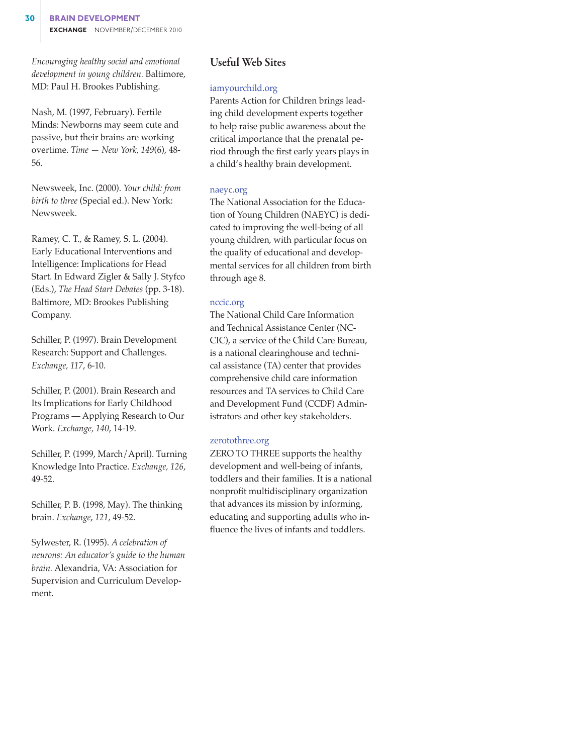*Encouraging healthy social and emotional development in young children.* Baltimore, MD: Paul H. Brookes Publishing.

Nash, M. (1997, February). Fertile Minds: Newborns may seem cute and passive, but their brains are working overtime. *Time — New York, 149*(6), 48-56.

Newsweek, Inc. (2000). *Your child: from birth to three* (Special ed.). New York: Newsweek.

Ramey, C. T., & Ramey, S. L. (2004). Early Educational Interventions and Intelligence: Implications for Head Start. In Edward Zigler & Sally J. Styfco (Eds.), *The Head Start Debates* (pp. 3-18). Baltimore, MD: Brookes Publishing Company.

Schiller, P. (1997). Brain Development Research: Support and Challenges. *Exchange, 117*, 6-10.

Schiller, P. (2001). Brain Research and Its Implications for Early Childhood Programs — Applying Research to Our Work. *Exchange, 140*, 14-19.

Schiller, P. (1999, March/April). Turning Knowledge Into Practice. *Exchange, 126*, 49-52.

Schiller, P. B. (1998, May). The thinking brain. *Exchange, 121,* 49-52.

Sylwester, R. (1995). *A celebration of neurons: An educator's guide to the human brain.* Alexandria, VA: Association for Supervision and Curriculum Development.

## Useful Web Sites

iamyourchild.org
Parents Action for Children brings leading child development experts together to help raise public awareness about the critical importance that the prenatal period through the first early years plays in a child's healthy brain development.

naeyc.org
The National Association for the Education of Young Children (NAEYC) is dedicated to improving the well-being of all young children, with particular focus on the quality of educational and developmental services for all children from birth through age 8.

nccic.org
The National Child Care Information and Technical Assistance Center (NCCIC), a service of the Child Care Bureau, is a national clearinghouse and technical assistance (TA) center that provides comprehensive child care information resources and TA services to Child Care and Development Fund (CCDF) Administrators and other key stakeholders.

zerotothree.org
ZERO TO THREE supports the healthy development and well-being of infants, toddlers and their families. It is a national nonprofit multidisciplinary organization that advances its mission by informing, educating and supporting adults who influence the lives of infants and toddlers.